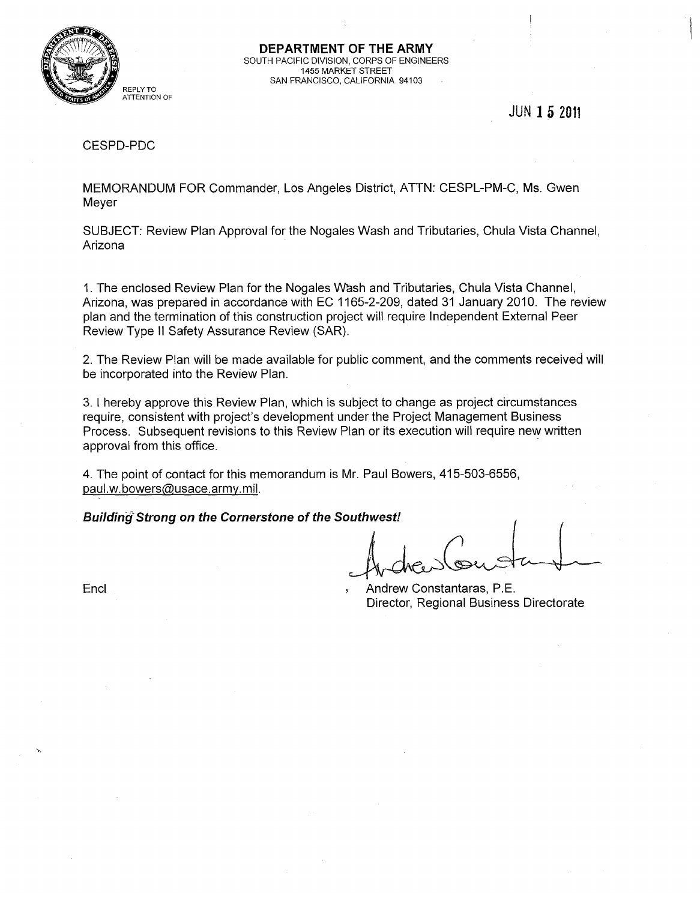**DEPARTMENT OF THE ARMY**
SOUTH PACIFIC DIVISION, CORPS OF ENGINEERS
1455 MARKET STREET
SAN FRANCISCO, CALIFORNIA 94103

REPLY TO
ATTENTION OF

JUN 15 2011

CESPD-PDC

MEMORANDUM FOR Commander, Los Angeles District, ATTN: CESPL-PM-C, Ms. Gwen Meyer

SUBJECT: Review Plan Approval for the Nogales Wash and Tributaries, Chula Vista Channel, Arizona

1. The enclosed Review Plan for the Nogales Wash and Tributaries, Chula Vista Channel, Arizona, was prepared in accordance with EC 1165-2-209, dated 31 January 2010. The review plan and the termination of this construction project will require Independent External Peer Review Type II Safety Assurance Review (SAR).

2. The Review Plan will be made available for public comment, and the comments received will be incorporated into the Review Plan.

3. I hereby approve this Review Plan, which is subject to change as project circumstances require, consistent with project's development under the Project Management Business Process. Subsequent revisions to this Review Plan or its execution will require new written approval from this office.

4. The point of contact for this memorandum is Mr. Paul Bowers, 415-503-6556, paul.w.bowers@usace.army.mil.

***Building Strong on the Cornerstone of the Southwest!***

Encl

Andrew Constantaras, P.E.
Director, Regional Business Directorate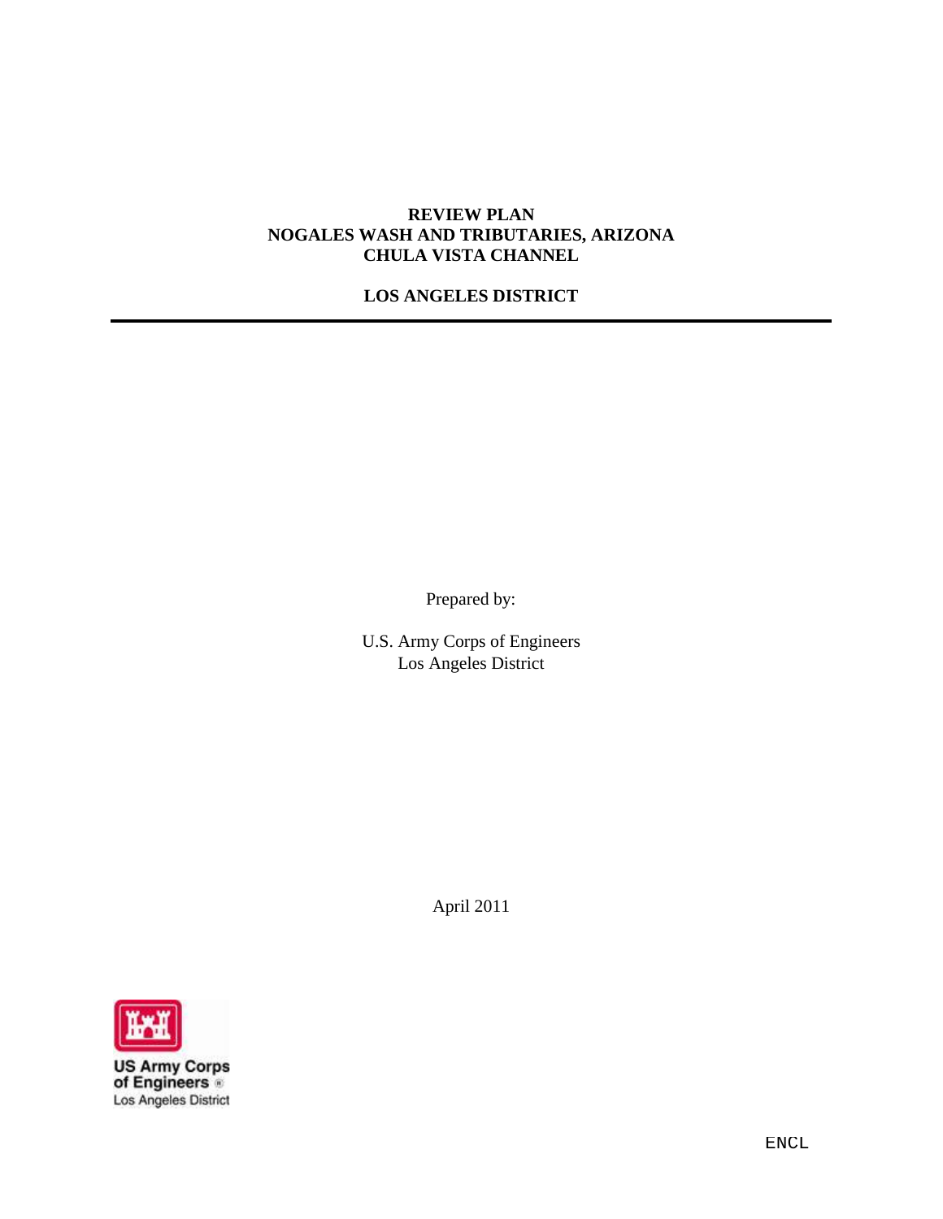# REVIEW PLAN
# NOGALES WASH AND TRIBUTARIES, ARIZONA
# CHULA VISTA CHANNEL

## LOS ANGELES DISTRICT

---

Prepared by:

U.S. Army Corps of Engineers
Los Angeles District

April 2011

US Army Corps of Engineers®
Los Angeles District

ENCL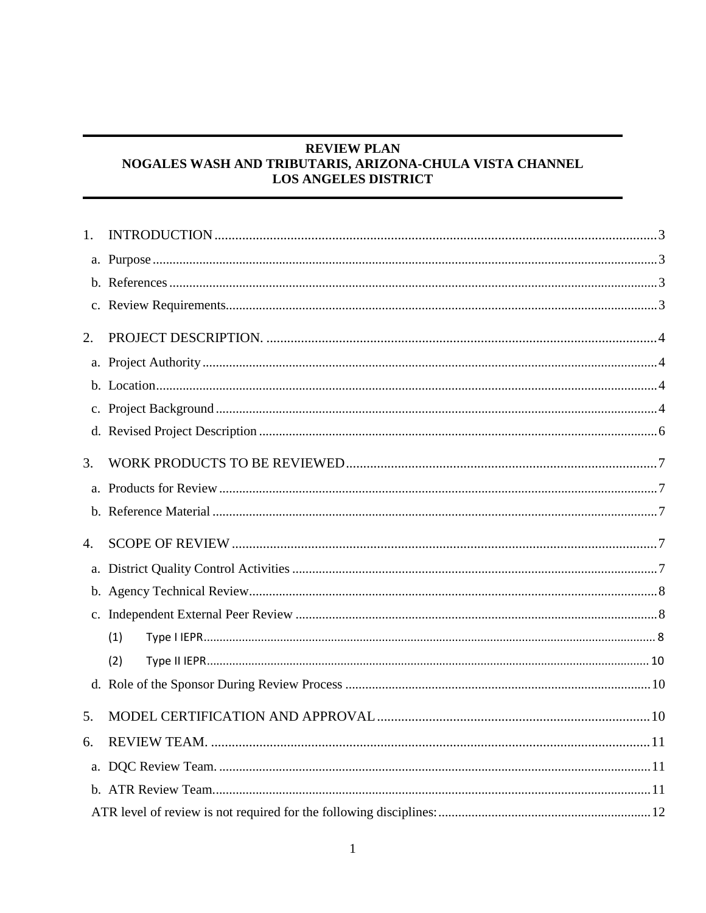# REVIEW PLAN
# NOGALES WASH AND TRIBUTARIS, ARIZONA-CHULA VISTA CHANNEL
# LOS ANGELES DISTRICT

1. INTRODUCTION .......... 3
   - a. Purpose .......... 3
   - b. References .......... 3
   - c. Review Requirements .......... 3
2. PROJECT DESCRIPTION. .......... 4
   - a. Project Authority .......... 4
   - b. Location .......... 4
   - c. Project Background .......... 4
   - d. Revised Project Description .......... 6
3. WORK PRODUCTS TO BE REVIEWED .......... 7
   - a. Products for Review .......... 7
   - b. Reference Material .......... 7
4. SCOPE OF REVIEW .......... 7
   - a. District Quality Control Activities .......... 7
   - b. Agency Technical Review .......... 8
   - c. Independent External Peer Review .......... 8
     - (1) Type I IEPR .......... 8
     - (2) Type II IEPR .......... 10
   - d. Role of the Sponsor During Review Process .......... 10
5. MODEL CERTIFICATION AND APPROVAL .......... 10
6. REVIEW TEAM. .......... 11
   - a. DQC Review Team. .......... 11
   - b. ATR Review Team. .......... 11
   - ATR level of review is not required for the following disciplines: .......... 12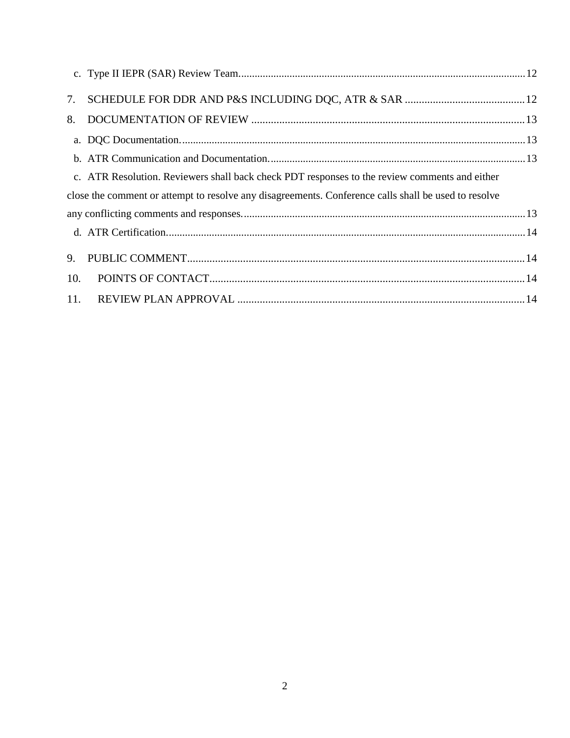c. Type II IEPR (SAR) Review Team....................................................................................................12

7. SCHEDULE FOR DDR AND P&S INCLUDING DQC, ATR & SAR ...........................................12

8. DOCUMENTATION OF REVIEW ....................................................................................................13

a. DQC Documentation............................................................................................................................13

b. ATR Communication and Documentation............................................................................................13

c. ATR Resolution. Reviewers shall back check PDT responses to the review comments and either close the comment or attempt to resolve any disagreements. Conference calls shall be used to resolve any conflicting comments and responses.........................................................................................................13

d. ATR Certification...................................................................................................................................14

9. PUBLIC COMMENT...........................................................................................................................14

10. POINTS OF CONTACT....................................................................................................................14

11. REVIEW PLAN APPROVAL ..........................................................................................................14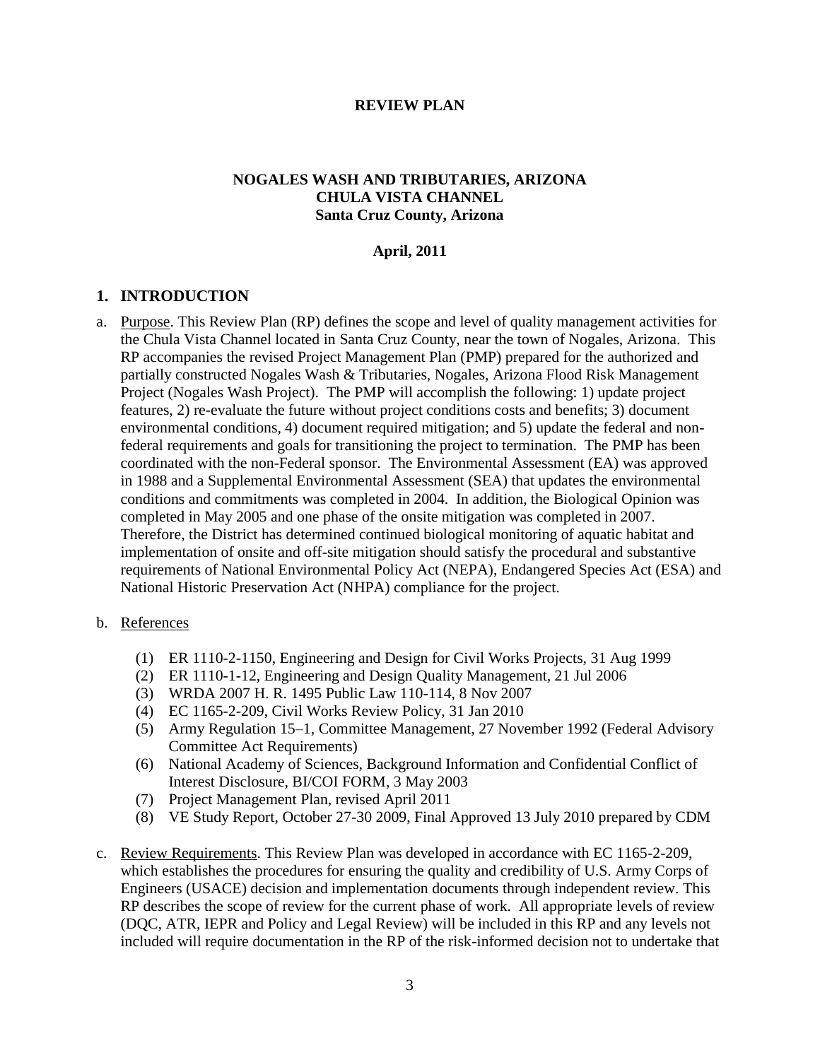**REVIEW PLAN**

**NOGALES WASH AND TRIBUTARIES, ARIZONA**
**CHULA VISTA CHANNEL**
**Santa Cruz County, Arizona**

**April, 2011**

## 1. INTRODUCTION

a. Purpose. This Review Plan (RP) defines the scope and level of quality management activities for the Chula Vista Channel located in Santa Cruz County, near the town of Nogales, Arizona. This RP accompanies the revised Project Management Plan (PMP) prepared for the authorized and partially constructed Nogales Wash & Tributaries, Nogales, Arizona Flood Risk Management Project (Nogales Wash Project). The PMP will accomplish the following: 1) update project features, 2) re-evaluate the future without project conditions costs and benefits; 3) document environmental conditions, 4) document required mitigation; and 5) update the federal and non-federal requirements and goals for transitioning the project to termination. The PMP has been coordinated with the non-Federal sponsor. The Environmental Assessment (EA) was approved in 1988 and a Supplemental Environmental Assessment (SEA) that updates the environmental conditions and commitments was completed in 2004. In addition, the Biological Opinion was completed in May 2005 and one phase of the onsite mitigation was completed in 2007. Therefore, the District has determined continued biological monitoring of aquatic habitat and implementation of onsite and off-site mitigation should satisfy the procedural and substantive requirements of National Environmental Policy Act (NEPA), Endangered Species Act (ESA) and National Historic Preservation Act (NHPA) compliance for the project.

b. References

(1) ER 1110-2-1150, Engineering and Design for Civil Works Projects, 31 Aug 1999
(2) ER 1110-1-12, Engineering and Design Quality Management, 21 Jul 2006
(3) WRDA 2007 H. R. 1495 Public Law 110-114, 8 Nov 2007
(4) EC 1165-2-209, Civil Works Review Policy, 31 Jan 2010
(5) Army Regulation 15–1, Committee Management, 27 November 1992 (Federal Advisory Committee Act Requirements)
(6) National Academy of Sciences, Background Information and Confidential Conflict of Interest Disclosure, BI/COI FORM, 3 May 2003
(7) Project Management Plan, revised April 2011
(8) VE Study Report, October 27-30 2009, Final Approved 13 July 2010 prepared by CDM

c. Review Requirements. This Review Plan was developed in accordance with EC 1165-2-209, which establishes the procedures for ensuring the quality and credibility of U.S. Army Corps of Engineers (USACE) decision and implementation documents through independent review. This RP describes the scope of review for the current phase of work. All appropriate levels of review (DQC, ATR, IEPR and Policy and Legal Review) will be included in this RP and any levels not included will require documentation in the RP of the risk-informed decision not to undertake that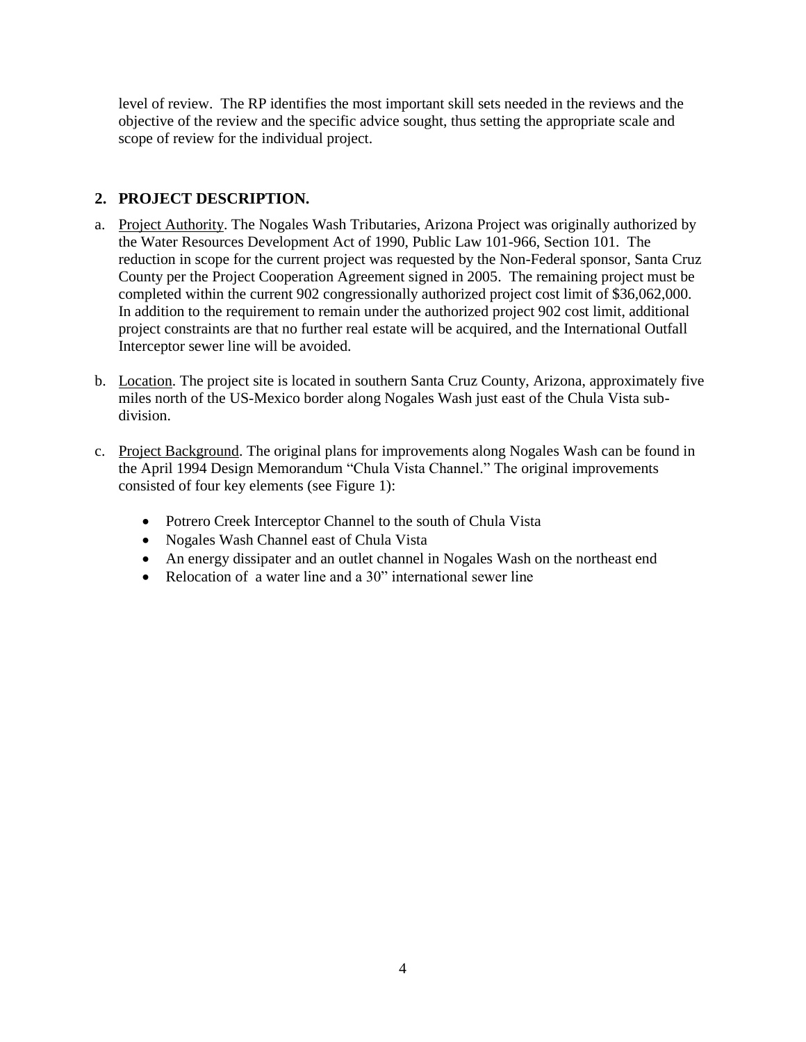level of review. The RP identifies the most important skill sets needed in the reviews and the objective of the review and the specific advice sought, thus setting the appropriate scale and scope of review for the individual project.

## 2. PROJECT DESCRIPTION.

a. Project Authority. The Nogales Wash Tributaries, Arizona Project was originally authorized by the Water Resources Development Act of 1990, Public Law 101-966, Section 101. The reduction in scope for the current project was requested by the Non-Federal sponsor, Santa Cruz County per the Project Cooperation Agreement signed in 2005. The remaining project must be completed within the current 902 congressionally authorized project cost limit of $36,062,000. In addition to the requirement to remain under the authorized project 902 cost limit, additional project constraints are that no further real estate will be acquired, and the International Outfall Interceptor sewer line will be avoided.

b. Location. The project site is located in southern Santa Cruz County, Arizona, approximately five miles north of the US-Mexico border along Nogales Wash just east of the Chula Vista sub-division.

c. Project Background. The original plans for improvements along Nogales Wash can be found in the April 1994 Design Memorandum "Chula Vista Channel." The original improvements consisted of four key elements (see Figure 1):

- Potrero Creek Interceptor Channel to the south of Chula Vista
- Nogales Wash Channel east of Chula Vista
- An energy dissipater and an outlet channel in Nogales Wash on the northeast end
- Relocation of a water line and a 30" international sewer line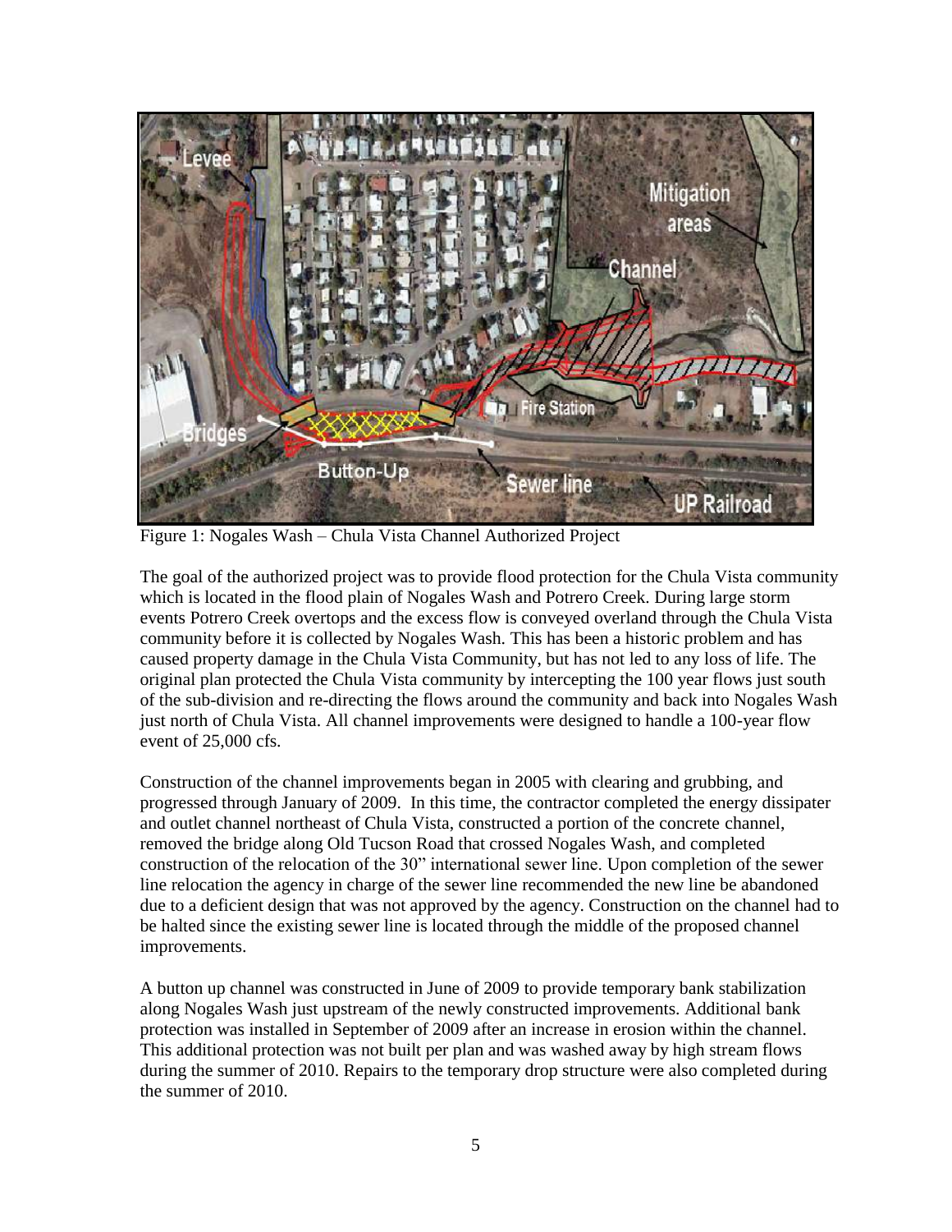Figure 1: Nogales Wash – Chula Vista Channel Authorized Project

The goal of the authorized project was to provide flood protection for the Chula Vista community which is located in the flood plain of Nogales Wash and Potrero Creek. During large storm events Potrero Creek overtops and the excess flow is conveyed overland through the Chula Vista community before it is collected by Nogales Wash. This has been a historic problem and has caused property damage in the Chula Vista Community, but has not led to any loss of life. The original plan protected the Chula Vista community by intercepting the 100 year flows just south of the sub-division and re-directing the flows around the community and back into Nogales Wash just north of Chula Vista. All channel improvements were designed to handle a 100-year flow event of 25,000 cfs.

Construction of the channel improvements began in 2005 with clearing and grubbing, and progressed through January of 2009. In this time, the contractor completed the energy dissipater and outlet channel northeast of Chula Vista, constructed a portion of the concrete channel, removed the bridge along Old Tucson Road that crossed Nogales Wash, and completed construction of the relocation of the 30" international sewer line. Upon completion of the sewer line relocation the agency in charge of the sewer line recommended the new line be abandoned due to a deficient design that was not approved by the agency. Construction on the channel had to be halted since the existing sewer line is located through the middle of the proposed channel improvements.

A button up channel was constructed in June of 2009 to provide temporary bank stabilization along Nogales Wash just upstream of the newly constructed improvements. Additional bank protection was installed in September of 2009 after an increase in erosion within the channel. This additional protection was not built per plan and was washed away by high stream flows during the summer of 2010. Repairs to the temporary drop structure were also completed during the summer of 2010.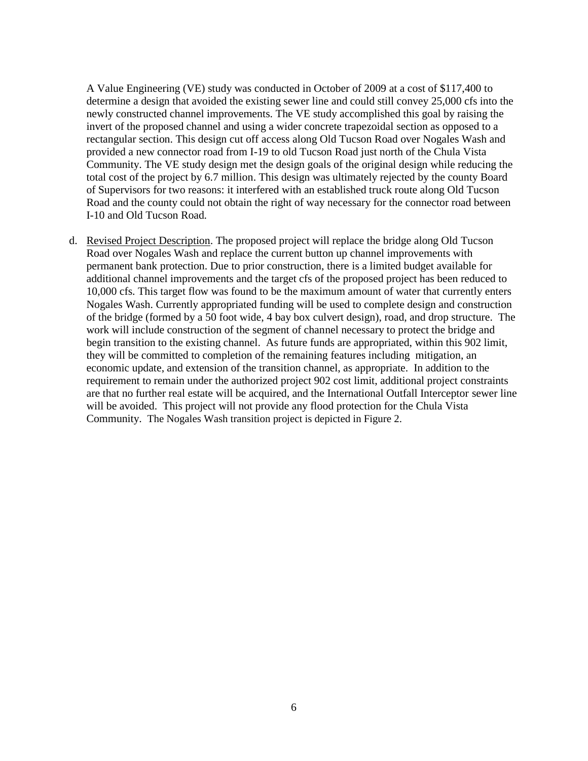A Value Engineering (VE) study was conducted in October of 2009 at a cost of $117,400 to determine a design that avoided the existing sewer line and could still convey 25,000 cfs into the newly constructed channel improvements. The VE study accomplished this goal by raising the invert of the proposed channel and using a wider concrete trapezoidal section as opposed to a rectangular section. This design cut off access along Old Tucson Road over Nogales Wash and provided a new connector road from I-19 to old Tucson Road just north of the Chula Vista Community. The VE study design met the design goals of the original design while reducing the total cost of the project by 6.7 million. This design was ultimately rejected by the county Board of Supervisors for two reasons: it interfered with an established truck route along Old Tucson Road and the county could not obtain the right of way necessary for the connector road between I-10 and Old Tucson Road.

d. <u>Revised Project Description</u>. The proposed project will replace the bridge along Old Tucson Road over Nogales Wash and replace the current button up channel improvements with permanent bank protection. Due to prior construction, there is a limited budget available for additional channel improvements and the target cfs of the proposed project has been reduced to 10,000 cfs. This target flow was found to be the maximum amount of water that currently enters Nogales Wash. Currently appropriated funding will be used to complete design and construction of the bridge (formed by a 50 foot wide, 4 bay box culvert design), road, and drop structure. The work will include construction of the segment of channel necessary to protect the bridge and begin transition to the existing channel. As future funds are appropriated, within this 902 limit, they will be committed to completion of the remaining features including mitigation, an economic update, and extension of the transition channel, as appropriate. In addition to the requirement to remain under the authorized project 902 cost limit, additional project constraints are that no further real estate will be acquired, and the International Outfall Interceptor sewer line will be avoided. This project will not provide any flood protection for the Chula Vista Community. The Nogales Wash transition project is depicted in Figure 2.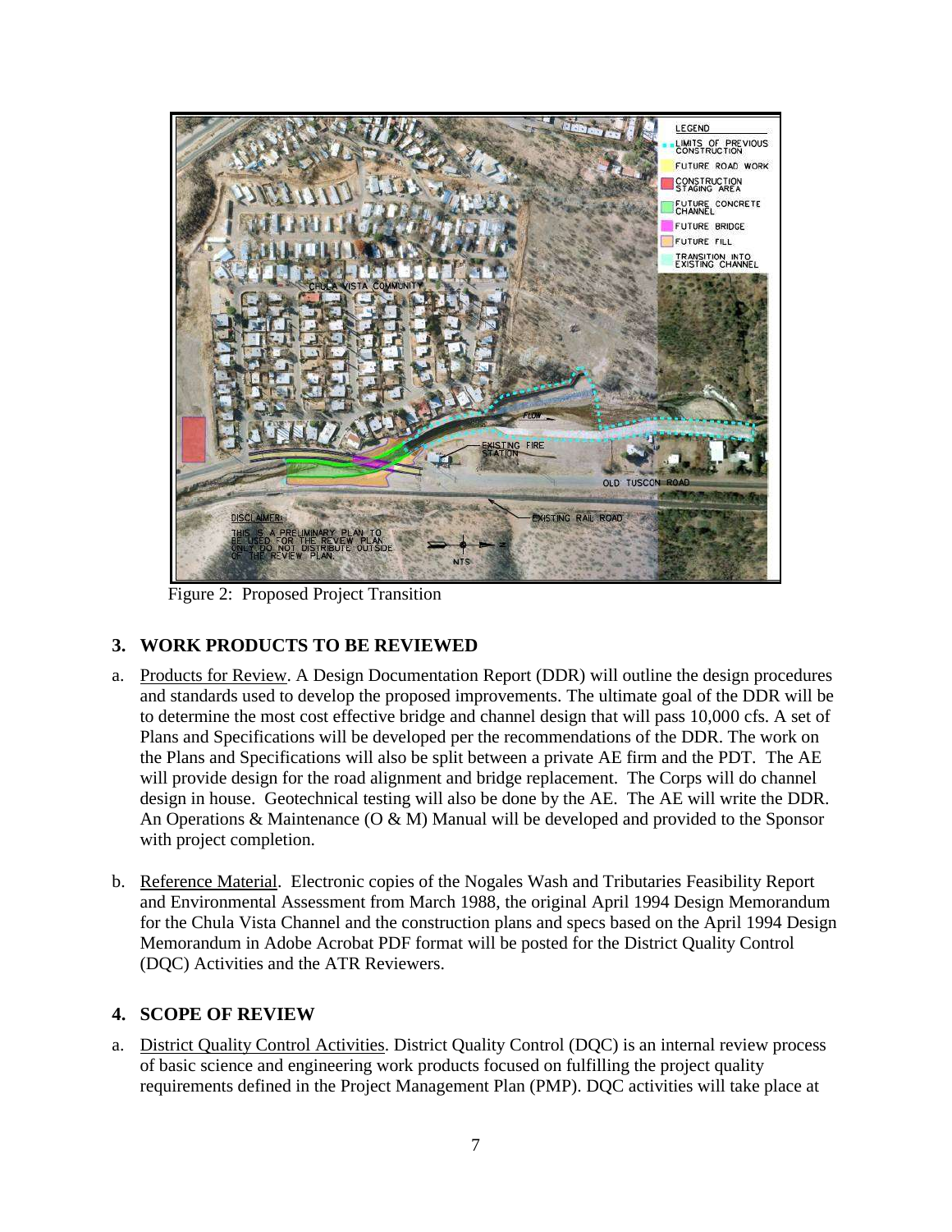Figure 2: Proposed Project Transition

## 3. WORK PRODUCTS TO BE REVIEWED

a. Products for Review. A Design Documentation Report (DDR) will outline the design procedures and standards used to develop the proposed improvements. The ultimate goal of the DDR will be to determine the most cost effective bridge and channel design that will pass 10,000 cfs. A set of Plans and Specifications will be developed per the recommendations of the DDR. The work on the Plans and Specifications will also be split between a private AE firm and the PDT. The AE will provide design for the road alignment and bridge replacement. The Corps will do channel design in house. Geotechnical testing will also be done by the AE. The AE will write the DDR. An Operations & Maintenance (O & M) Manual will be developed and provided to the Sponsor with project completion.

b. Reference Material. Electronic copies of the Nogales Wash and Tributaries Feasibility Report and Environmental Assessment from March 1988, the original April 1994 Design Memorandum for the Chula Vista Channel and the construction plans and specs based on the April 1994 Design Memorandum in Adobe Acrobat PDF format will be posted for the District Quality Control (DQC) Activities and the ATR Reviewers.

## 4. SCOPE OF REVIEW

a. District Quality Control Activities. District Quality Control (DQC) is an internal review process of basic science and engineering work products focused on fulfilling the project quality requirements defined in the Project Management Plan (PMP). DQC activities will take place at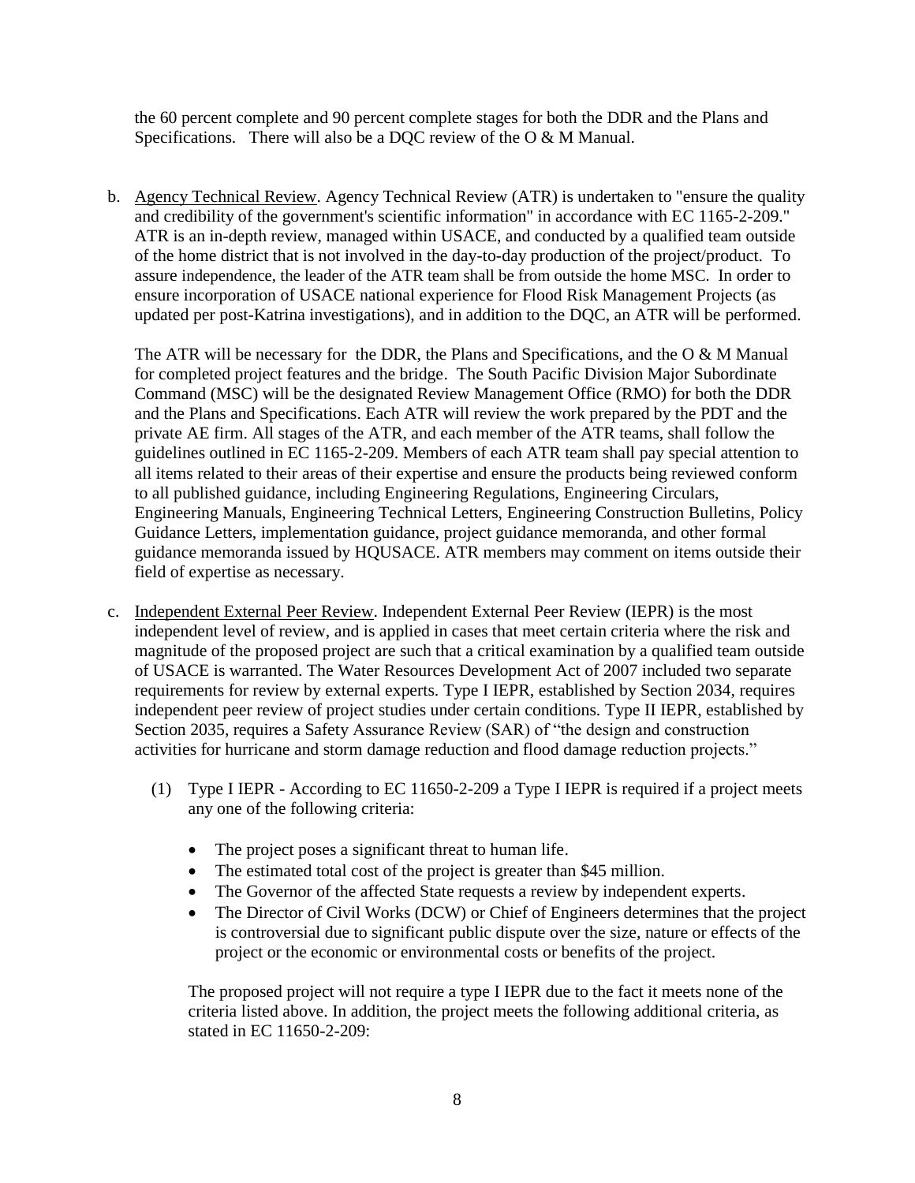the 60 percent complete and 90 percent complete stages for both the DDR and the Plans and Specifications. There will also be a DQC review of the O & M Manual.

b. Agency Technical Review. Agency Technical Review (ATR) is undertaken to "ensure the quality and credibility of the government's scientific information" in accordance with EC 1165-2-209." ATR is an in-depth review, managed within USACE, and conducted by a qualified team outside of the home district that is not involved in the day-to-day production of the project/product. To assure independence, the leader of the ATR team shall be from outside the home MSC. In order to ensure incorporation of USACE national experience for Flood Risk Management Projects (as updated per post-Katrina investigations), and in addition to the DQC, an ATR will be performed.

   The ATR will be necessary for the DDR, the Plans and Specifications, and the O & M Manual for completed project features and the bridge. The South Pacific Division Major Subordinate Command (MSC) will be the designated Review Management Office (RMO) for both the DDR and the Plans and Specifications. Each ATR will review the work prepared by the PDT and the private AE firm. All stages of the ATR, and each member of the ATR teams, shall follow the guidelines outlined in EC 1165-2-209. Members of each ATR team shall pay special attention to all items related to their areas of their expertise and ensure the products being reviewed conform to all published guidance, including Engineering Regulations, Engineering Circulars, Engineering Manuals, Engineering Technical Letters, Engineering Construction Bulletins, Policy Guidance Letters, implementation guidance, project guidance memoranda, and other formal guidance memoranda issued by HQUSACE. ATR members may comment on items outside their field of expertise as necessary.

c. Independent External Peer Review. Independent External Peer Review (IEPR) is the most independent level of review, and is applied in cases that meet certain criteria where the risk and magnitude of the proposed project are such that a critical examination by a qualified team outside of USACE is warranted. The Water Resources Development Act of 2007 included two separate requirements for review by external experts. Type I IEPR, established by Section 2034, requires independent peer review of project studies under certain conditions. Type II IEPR, established by Section 2035, requires a Safety Assurance Review (SAR) of "the design and construction activities for hurricane and storm damage reduction and flood damage reduction projects."

   (1) Type I IEPR - According to EC 11650-2-209 a Type I IEPR is required if a project meets any one of the following criteria:

   - The project poses a significant threat to human life.
   - The estimated total cost of the project is greater than $45 million.
   - The Governor of the affected State requests a review by independent experts.
   - The Director of Civil Works (DCW) or Chief of Engineers determines that the project is controversial due to significant public dispute over the size, nature or effects of the project or the economic or environmental costs or benefits of the project.

   The proposed project will not require a type I IEPR due to the fact it meets none of the criteria listed above. In addition, the project meets the following additional criteria, as stated in EC 11650-2-209: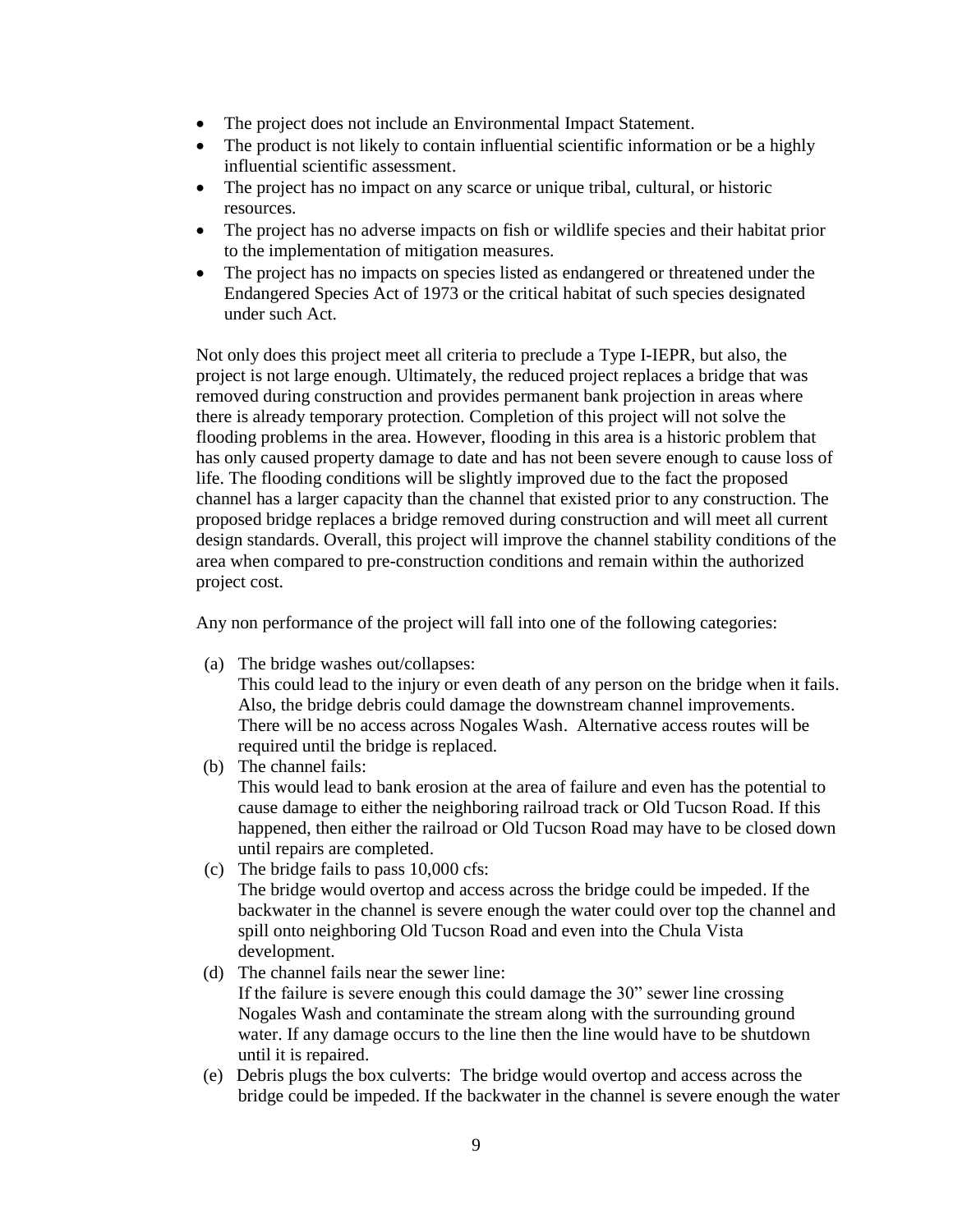- The project does not include an Environmental Impact Statement.
- The product is not likely to contain influential scientific information or be a highly influential scientific assessment.
- The project has no impact on any scarce or unique tribal, cultural, or historic resources.
- The project has no adverse impacts on fish or wildlife species and their habitat prior to the implementation of mitigation measures.
- The project has no impacts on species listed as endangered or threatened under the Endangered Species Act of 1973 or the critical habitat of such species designated under such Act.

Not only does this project meet all criteria to preclude a Type I-IEPR, but also, the project is not large enough. Ultimately, the reduced project replaces a bridge that was removed during construction and provides permanent bank projection in areas where there is already temporary protection. Completion of this project will not solve the flooding problems in the area. However, flooding in this area is a historic problem that has only caused property damage to date and has not been severe enough to cause loss of life. The flooding conditions will be slightly improved due to the fact the proposed channel has a larger capacity than the channel that existed prior to any construction. The proposed bridge replaces a bridge removed during construction and will meet all current design standards. Overall, this project will improve the channel stability conditions of the area when compared to pre-construction conditions and remain within the authorized project cost.

Any non performance of the project will fall into one of the following categories:

(a) The bridge washes out/collapses:
This could lead to the injury or even death of any person on the bridge when it fails. Also, the bridge debris could damage the downstream channel improvements. There will be no access across Nogales Wash. Alternative access routes will be required until the bridge is replaced.

(b) The channel fails:
This would lead to bank erosion at the area of failure and even has the potential to cause damage to either the neighboring railroad track or Old Tucson Road. If this happened, then either the railroad or Old Tucson Road may have to be closed down until repairs are completed.

(c) The bridge fails to pass 10,000 cfs:
The bridge would overtop and access across the bridge could be impeded. If the backwater in the channel is severe enough the water could over top the channel and spill onto neighboring Old Tucson Road and even into the Chula Vista development.

(d) The channel fails near the sewer line:
If the failure is severe enough this could damage the 30" sewer line crossing Nogales Wash and contaminate the stream along with the surrounding ground water. If any damage occurs to the line then the line would have to be shutdown until it is repaired.

(e) Debris plugs the box culverts: The bridge would overtop and access across the bridge could be impeded. If the backwater in the channel is severe enough the water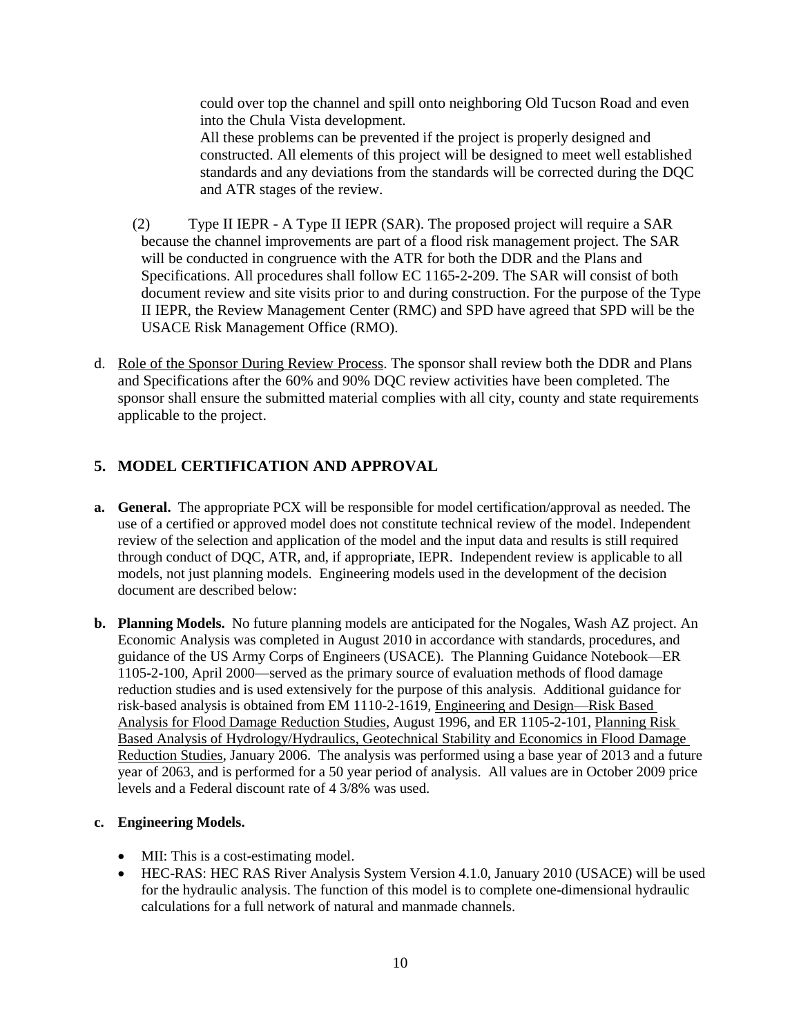could over top the channel and spill onto neighboring Old Tucson Road and even into the Chula Vista development.

All these problems can be prevented if the project is properly designed and constructed. All elements of this project will be designed to meet well established standards and any deviations from the standards will be corrected during the DQC and ATR stages of the review.

(2) Type II IEPR - A Type II IEPR (SAR). The proposed project will require a SAR because the channel improvements are part of a flood risk management project. The SAR will be conducted in congruence with the ATR for both the DDR and the Plans and Specifications. All procedures shall follow EC 1165-2-209. The SAR will consist of both document review and site visits prior to and during construction. For the purpose of the Type II IEPR, the Review Management Center (RMC) and SPD have agreed that SPD will be the USACE Risk Management Office (RMO).

d. Role of the Sponsor During Review Process. The sponsor shall review both the DDR and Plans and Specifications after the 60% and 90% DQC review activities have been completed. The sponsor shall ensure the submitted material complies with all city, county and state requirements applicable to the project.

## 5. MODEL CERTIFICATION AND APPROVAL

**a. General.** The appropriate PCX will be responsible for model certification/approval as needed. The use of a certified or approved model does not constitute technical review of the model. Independent review of the selection and application of the model and the input data and results is still required through conduct of DQC, ATR, and, if appropriate, IEPR. Independent review is applicable to all models, not just planning models. Engineering models used in the development of the decision document are described below:

**b. Planning Models.** No future planning models are anticipated for the Nogales, Wash AZ project. An Economic Analysis was completed in August 2010 in accordance with standards, procedures, and guidance of the US Army Corps of Engineers (USACE). The Planning Guidance Notebook—ER 1105-2-100, April 2000—served as the primary source of evaluation methods of flood damage reduction studies and is used extensively for the purpose of this analysis. Additional guidance for risk-based analysis is obtained from EM 1110-2-1619, Engineering and Design—Risk Based Analysis for Flood Damage Reduction Studies, August 1996, and ER 1105-2-101, Planning Risk Based Analysis of Hydrology/Hydraulics, Geotechnical Stability and Economics in Flood Damage Reduction Studies, January 2006. The analysis was performed using a base year of 2013 and a future year of 2063, and is performed for a 50 year period of analysis. All values are in October 2009 price levels and a Federal discount rate of 4 3/8% was used.

**c. Engineering Models.**

- MII: This is a cost-estimating model.
- HEC-RAS: HEC RAS River Analysis System Version 4.1.0, January 2010 (USACE) will be used for the hydraulic analysis. The function of this model is to complete one-dimensional hydraulic calculations for a full network of natural and manmade channels.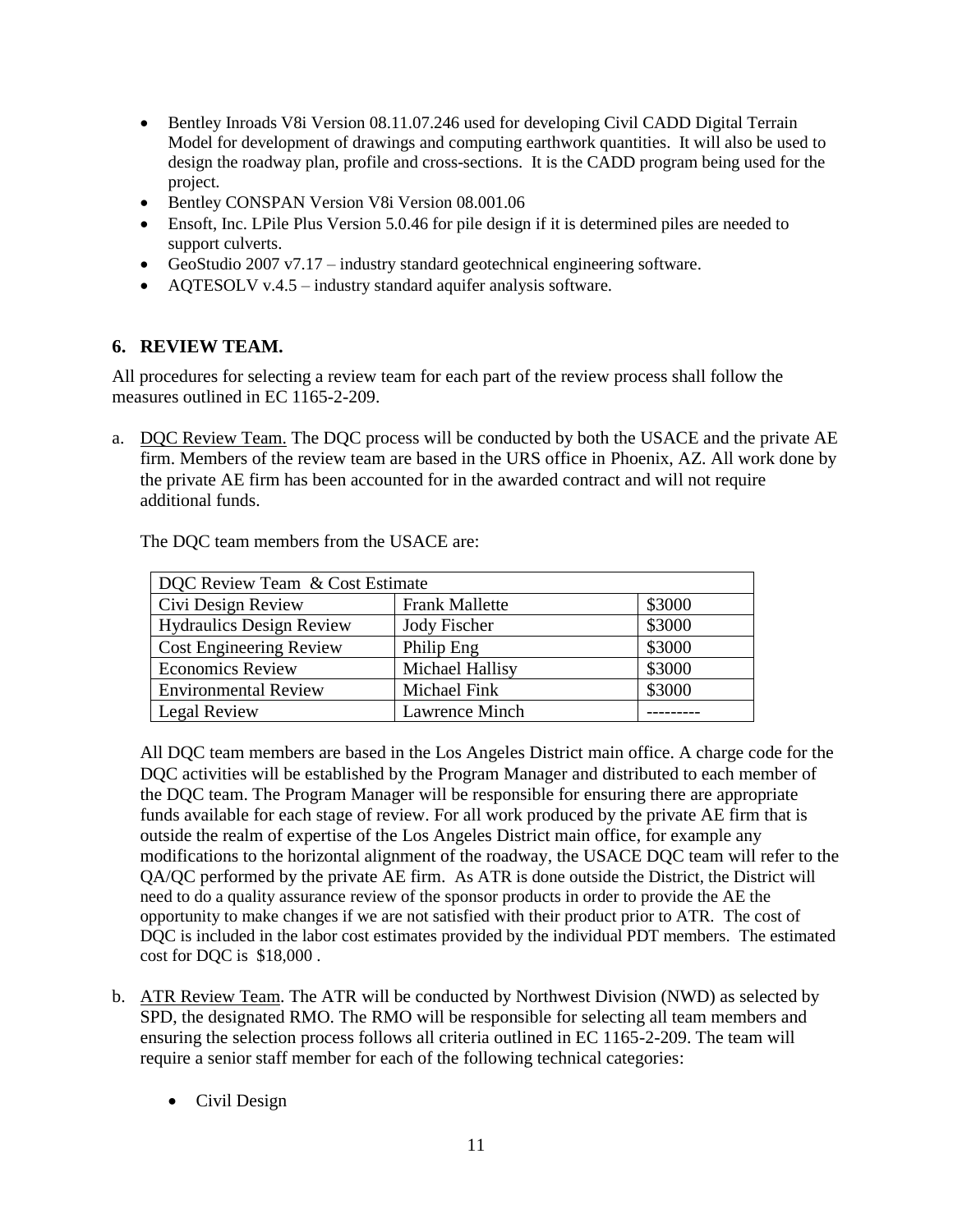- Bentley Inroads V8i Version 08.11.07.246 used for developing Civil CADD Digital Terrain Model for development of drawings and computing earthwork quantities. It will also be used to design the roadway plan, profile and cross-sections. It is the CADD program being used for the project.
- Bentley CONSPAN Version V8i Version 08.001.06
- Ensoft, Inc. LPile Plus Version 5.0.46 for pile design if it is determined piles are needed to support culverts.
- GeoStudio 2007 v7.17 – industry standard geotechnical engineering software.
- AQTESOLV v.4.5 – industry standard aquifer analysis software.

## 6. REVIEW TEAM.

All procedures for selecting a review team for each part of the review process shall follow the measures outlined in EC 1165-2-209.

a. DQC Review Team. The DQC process will be conducted by both the USACE and the private AE firm. Members of the review team are based in the URS office in Phoenix, AZ. All work done by the private AE firm has been accounted for in the awarded contract and will not require additional funds.

The DQC team members from the USACE are:

| DQC Review Team & Cost Estimate | | |
|---|---|---|
| Civi Design Review | Frank Mallette | $3000 |
| Hydraulics Design Review | Jody Fischer | $3000 |
| Cost Engineering Review | Philip Eng | $3000 |
| Economics Review | Michael Hallisy | $3000 |
| Environmental Review | Michael Fink | $3000 |
| Legal Review | Lawrence Minch | --------- |

All DQC team members are based in the Los Angeles District main office. A charge code for the DQC activities will be established by the Program Manager and distributed to each member of the DQC team. The Program Manager will be responsible for ensuring there are appropriate funds available for each stage of review. For all work produced by the private AE firm that is outside the realm of expertise of the Los Angeles District main office, for example any modifications to the horizontal alignment of the roadway, the USACE DQC team will refer to the QA/QC performed by the private AE firm. As ATR is done outside the District, the District will need to do a quality assurance review of the sponsor products in order to provide the AE the opportunity to make changes if we are not satisfied with their product prior to ATR. The cost of DQC is included in the labor cost estimates provided by the individual PDT members. The estimated cost for DQC is $18,000 .

b. ATR Review Team. The ATR will be conducted by Northwest Division (NWD) as selected by SPD, the designated RMO. The RMO will be responsible for selecting all team members and ensuring the selection process follows all criteria outlined in EC 1165-2-209. The team will require a senior staff member for each of the following technical categories:

- Civil Design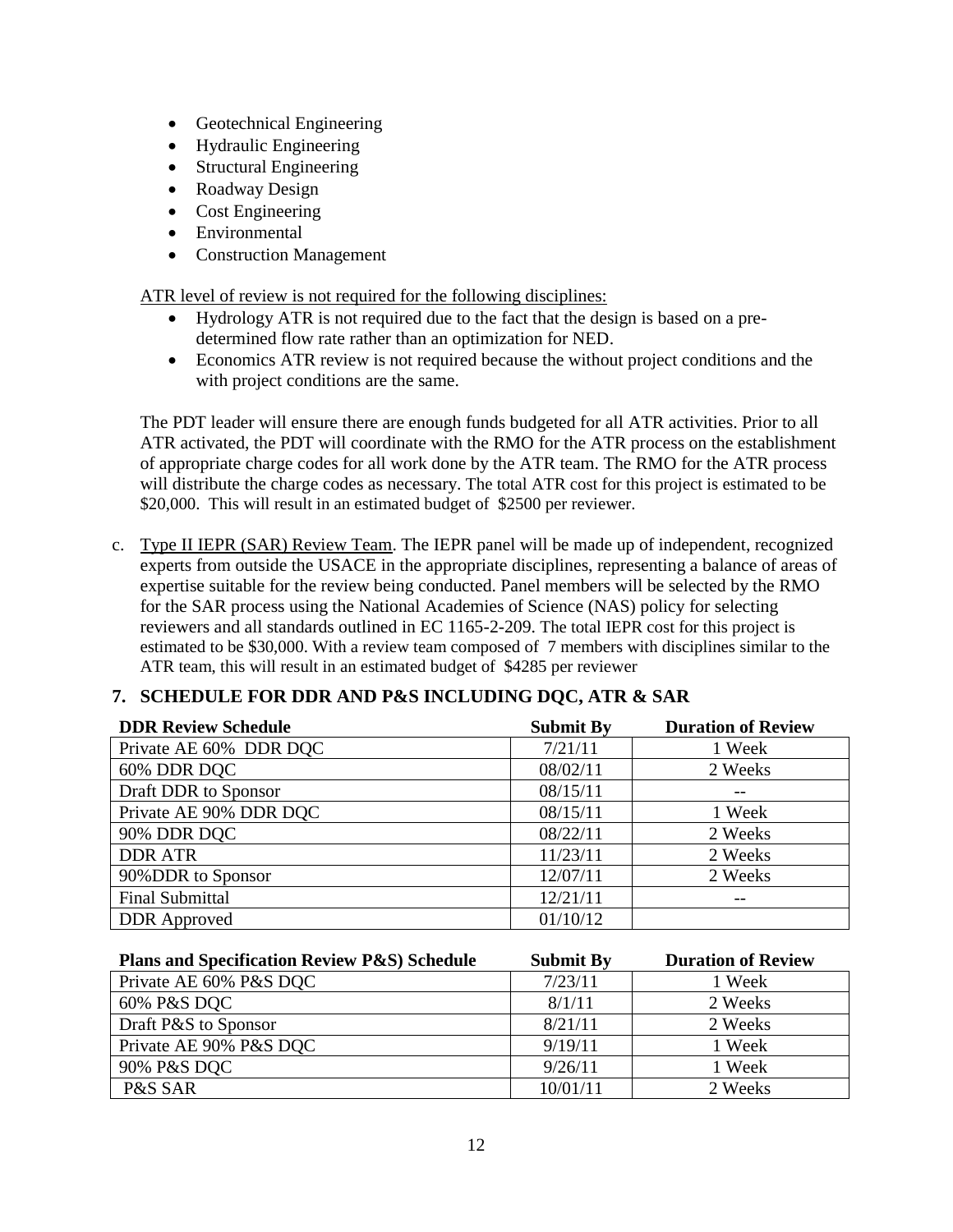- Geotechnical Engineering
- Hydraulic Engineering
- Structural Engineering
- Roadway Design
- Cost Engineering
- Environmental
- Construction Management

ATR level of review is not required for the following disciplines:

- Hydrology ATR is not required due to the fact that the design is based on a pre-determined flow rate rather than an optimization for NED.
- Economics ATR review is not required because the without project conditions and the with project conditions are the same.

The PDT leader will ensure there are enough funds budgeted for all ATR activities. Prior to all ATR activated, the PDT will coordinate with the RMO for the ATR process on the establishment of appropriate charge codes for all work done by the ATR team. The RMO for the ATR process will distribute the charge codes as necessary. The total ATR cost for this project is estimated to be $20,000. This will result in an estimated budget of $2500 per reviewer.

c. Type II IEPR (SAR) Review Team. The IEPR panel will be made up of independent, recognized experts from outside the USACE in the appropriate disciplines, representing a balance of areas of expertise suitable for the review being conducted. Panel members will be selected by the RMO for the SAR process using the National Academies of Science (NAS) policy for selecting reviewers and all standards outlined in EC 1165-2-209. The total IEPR cost for this project is estimated to be $30,000. With a review team composed of 7 members with disciplines similar to the ATR team, this will result in an estimated budget of $4285 per reviewer

## 7. SCHEDULE FOR DDR AND P&S INCLUDING DQC, ATR & SAR

| DDR Review Schedule | Submit By | Duration of Review |
|---|---|---|
| Private AE 60% DDR DQC | 7/21/11 | 1 Week |
| 60% DDR DQC | 08/02/11 | 2 Weeks |
| Draft DDR to Sponsor | 08/15/11 | -- |
| Private AE 90% DDR DQC | 08/15/11 | 1 Week |
| 90% DDR DQC | 08/22/11 | 2 Weeks |
| DDR ATR | 11/23/11 | 2 Weeks |
| 90%DDR to Sponsor | 12/07/11 | 2 Weeks |
| Final Submittal | 12/21/11 | -- |
| DDR Approved | 01/10/12 | |

| Plans and Specification Review P&S) Schedule | Submit By | Duration of Review |
|---|---|---|
| Private AE 60% P&S DQC | 7/23/11 | 1 Week |
| 60% P&S DQC | 8/1/11 | 2 Weeks |
| Draft P&S to Sponsor | 8/21/11 | 2 Weeks |
| Private AE 90% P&S DQC | 9/19/11 | 1 Week |
| 90% P&S DQC | 9/26/11 | 1 Week |
| P&S SAR | 10/01/11 | 2 Weeks |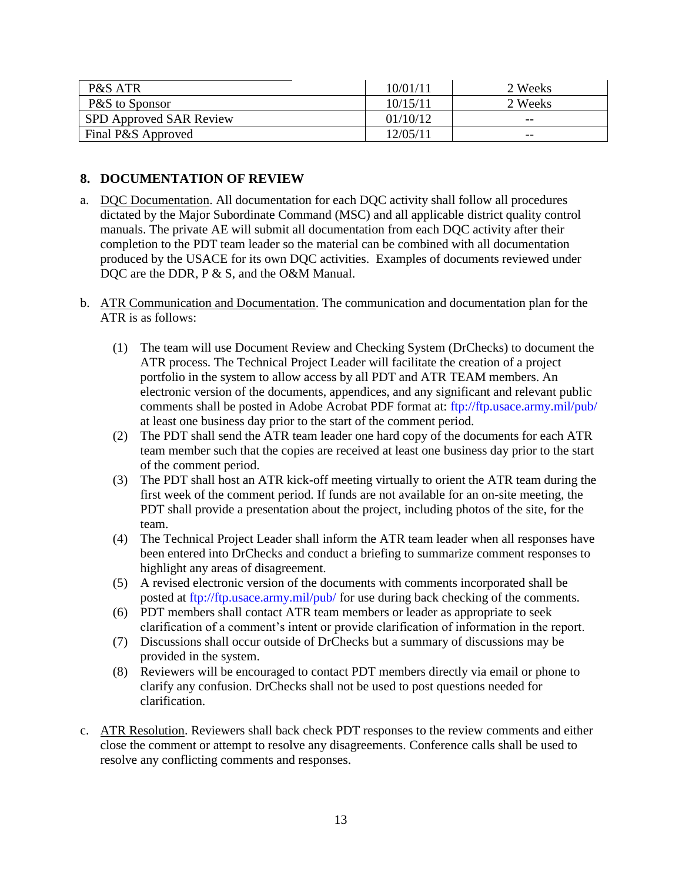| P&S ATR | 10/01/11 | 2 Weeks |
|---|---|---|
| P&S to Sponsor | 10/15/11 | 2 Weeks |
| SPD Approved SAR Review | 01/10/12 | -- |
| Final P&S Approved | 12/05/11 | -- |

## 8. DOCUMENTATION OF REVIEW

a. DQC Documentation. All documentation for each DQC activity shall follow all procedures dictated by the Major Subordinate Command (MSC) and all applicable district quality control manuals. The private AE will submit all documentation from each DQC activity after their completion to the PDT team leader so the material can be combined with all documentation produced by the USACE for its own DQC activities. Examples of documents reviewed under DQC are the DDR, P & S, and the O&M Manual.

b. ATR Communication and Documentation. The communication and documentation plan for the ATR is as follows:

   (1) The team will use Document Review and Checking System (DrChecks) to document the ATR process. The Technical Project Leader will facilitate the creation of a project portfolio in the system to allow access by all PDT and ATR TEAM members. An electronic version of the documents, appendices, and any significant and relevant public comments shall be posted in Adobe Acrobat PDF format at: ftp://ftp.usace.army.mil/pub/ at least one business day prior to the start of the comment period.

   (2) The PDT shall send the ATR team leader one hard copy of the documents for each ATR team member such that the copies are received at least one business day prior to the start of the comment period.

   (3) The PDT shall host an ATR kick-off meeting virtually to orient the ATR team during the first week of the comment period. If funds are not available for an on-site meeting, the PDT shall provide a presentation about the project, including photos of the site, for the team.

   (4) The Technical Project Leader shall inform the ATR team leader when all responses have been entered into DrChecks and conduct a briefing to summarize comment responses to highlight any areas of disagreement.

   (5) A revised electronic version of the documents with comments incorporated shall be posted at ftp://ftp.usace.army.mil/pub/ for use during back checking of the comments.

   (6) PDT members shall contact ATR team members or leader as appropriate to seek clarification of a comment's intent or provide clarification of information in the report.

   (7) Discussions shall occur outside of DrChecks but a summary of discussions may be provided in the system.

   (8) Reviewers will be encouraged to contact PDT members directly via email or phone to clarify any confusion. DrChecks shall not be used to post questions needed for clarification.

c. ATR Resolution. Reviewers shall back check PDT responses to the review comments and either close the comment or attempt to resolve any disagreements. Conference calls shall be used to resolve any conflicting comments and responses.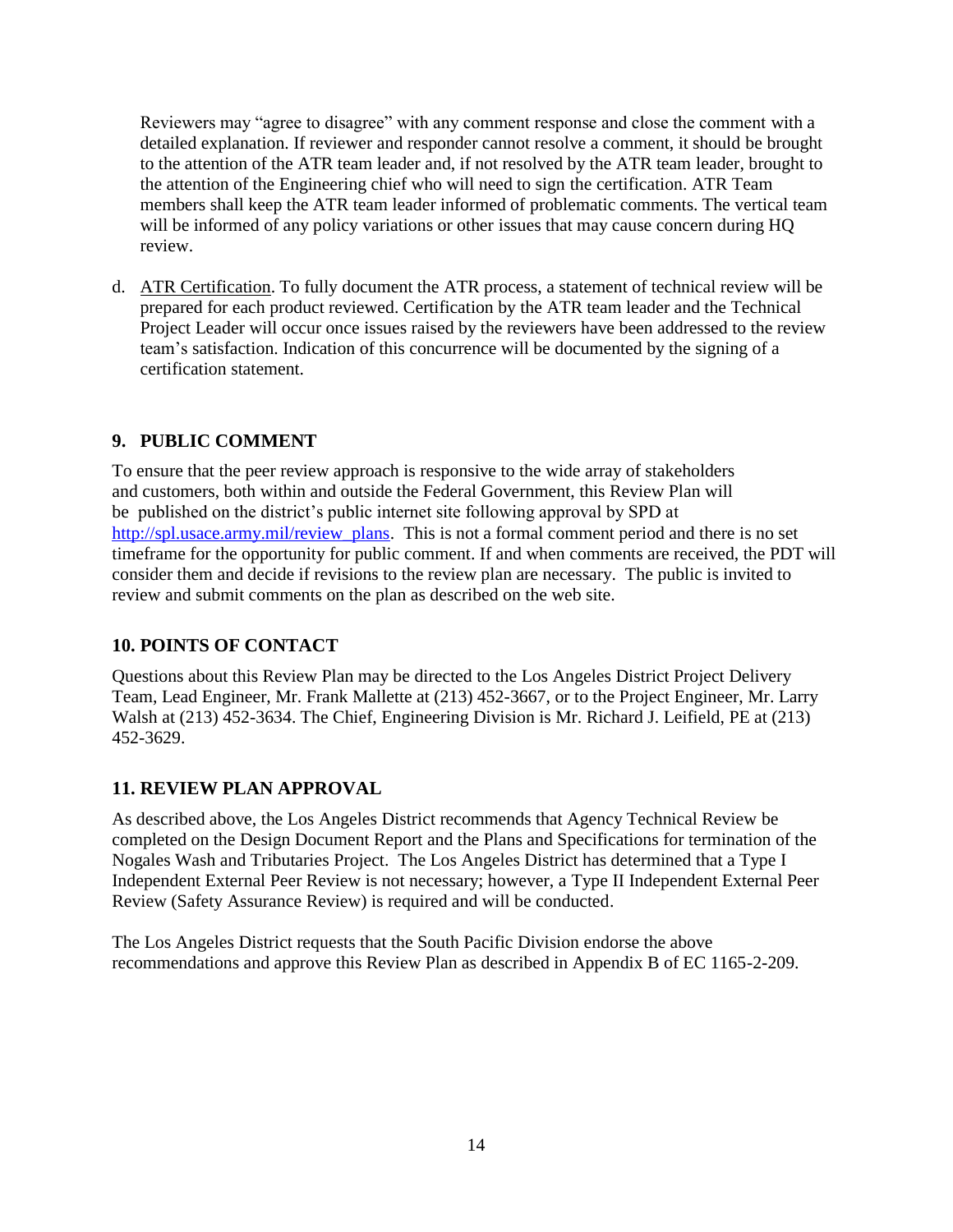Reviewers may "agree to disagree" with any comment response and close the comment with a detailed explanation. If reviewer and responder cannot resolve a comment, it should be brought to the attention of the ATR team leader and, if not resolved by the ATR team leader, brought to the attention of the Engineering chief who will need to sign the certification. ATR Team members shall keep the ATR team leader informed of problematic comments. The vertical team will be informed of any policy variations or other issues that may cause concern during HQ review.

d. ATR Certification. To fully document the ATR process, a statement of technical review will be prepared for each product reviewed. Certification by the ATR team leader and the Technical Project Leader will occur once issues raised by the reviewers have been addressed to the review team's satisfaction. Indication of this concurrence will be documented by the signing of a certification statement.

## 9. PUBLIC COMMENT

To ensure that the peer review approach is responsive to the wide array of stakeholders and customers, both within and outside the Federal Government, this Review Plan will be published on the district's public internet site following approval by SPD at [http://spl.usace.army.mil/review_plans](http://spl.usace.army.mil/review_plans). This is not a formal comment period and there is no set timeframe for the opportunity for public comment. If and when comments are received, the PDT will consider them and decide if revisions to the review plan are necessary. The public is invited to review and submit comments on the plan as described on the web site.

## 10. POINTS OF CONTACT

Questions about this Review Plan may be directed to the Los Angeles District Project Delivery Team, Lead Engineer, Mr. Frank Mallette at (213) 452-3667, or to the Project Engineer, Mr. Larry Walsh at (213) 452-3634. The Chief, Engineering Division is Mr. Richard J. Leifield, PE at (213) 452-3629.

## 11. REVIEW PLAN APPROVAL

As described above, the Los Angeles District recommends that Agency Technical Review be completed on the Design Document Report and the Plans and Specifications for termination of the Nogales Wash and Tributaries Project. The Los Angeles District has determined that a Type I Independent External Peer Review is not necessary; however, a Type II Independent External Peer Review (Safety Assurance Review) is required and will be conducted.

The Los Angeles District requests that the South Pacific Division endorse the above recommendations and approve this Review Plan as described in Appendix B of EC 1165-2-209.